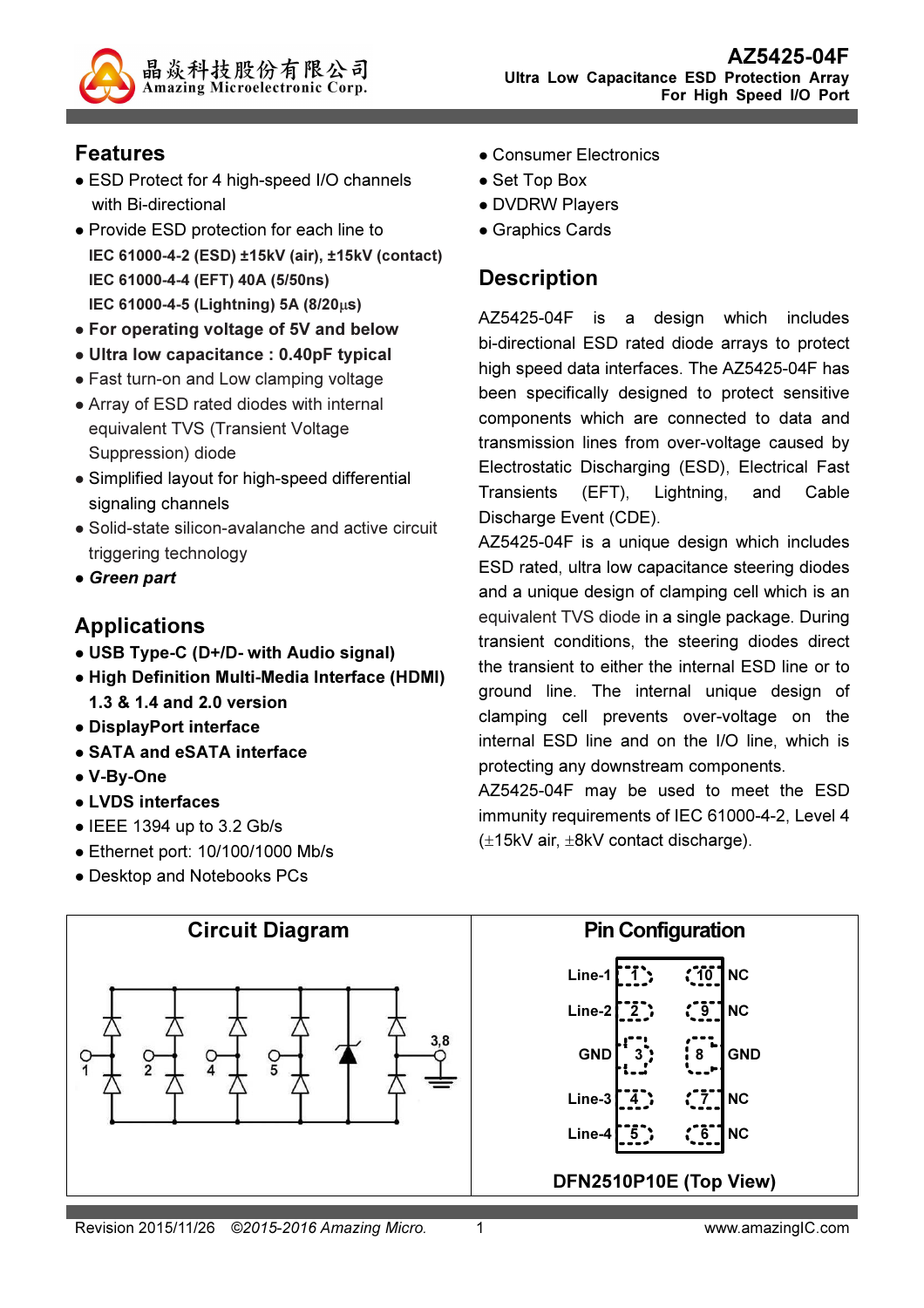晶焱科技股份有限公司
Amazing Microelectronic Corp.

# AZ5425-04F

**Ultra Low Capacitance ESD Protection Array For High Speed I/O Port**

## Features

- ESD Protect for 4 high-speed I/O channels with Bi-directional
- Provide ESD protection for each line to
  **IEC 61000-4-2 (ESD) ±15kV (air), ±15kV (contact)**
  **IEC 61000-4-4 (EFT) 40A (5/50ns)**
  **IEC 61000-4-5 (Lightning) 5A (8/20µs)**
- **For operating voltage of 5V and below**
- **Ultra low capacitance : 0.40pF typical**
- Fast turn-on and Low clamping voltage
- Array of ESD rated diodes with internal equivalent TVS (Transient Voltage Suppression) diode
- Simplified layout for high-speed differential signaling channels
- Solid-state silicon-avalanche and active circuit triggering technology
- ***Green part***

## Applications

- **USB Type-C (D+/D- with Audio signal)**
- **High Definition Multi-Media Interface (HDMI) 1.3 & 1.4 and 2.0 version**
- **DisplayPort interface**
- **SATA and eSATA interface**
- **V-By-One**
- **LVDS interfaces**
- IEEE 1394 up to 3.2 Gb/s
- Ethernet port: 10/100/1000 Mb/s
- Desktop and Notebooks PCs
- Consumer Electronics
- Set Top Box
- DVDRW Players
- Graphics Cards

## Description

AZ5425-04F is a design which includes bi-directional ESD rated diode arrays to protect high speed data interfaces. The AZ5425-04F has been specifically designed to protect sensitive components which are connected to data and transmission lines from over-voltage caused by Electrostatic Discharging (ESD), Electrical Fast Transients (EFT), Lightning, and Cable Discharge Event (CDE).

AZ5425-04F is a unique design which includes ESD rated, ultra low capacitance steering diodes and a unique design of clamping cell which is an equivalent TVS diode in a single package. During transient conditions, the steering diodes direct the transient to either the internal ESD line or to ground line. The internal unique design of clamping cell prevents over-voltage on the internal ESD line and on the I/O line, which is protecting any downstream components.

AZ5425-04F may be used to meet the ESD immunity requirements of IEC 61000-4-2, Level 4 (±15kV air, ±8kV contact discharge).

## Circuit Diagram

Pins: 1, 2, 4, 5, 3,8

## Pin Configuration

| Pin | Name | Pin | Name |
|---|---|---|---|
| 1 | Line-1 | 10 | NC |
| 2 | Line-2 | 9 | NC |
| 3 | GND | 8 | GND |
| 4 | Line-3 | 7 | NC |
| 5 | Line-4 | 6 | NC |

**DFN2510P10E (Top View)**

Revision 2015/11/26 *©2015-2016 Amazing Micro.* www.amazingIC.com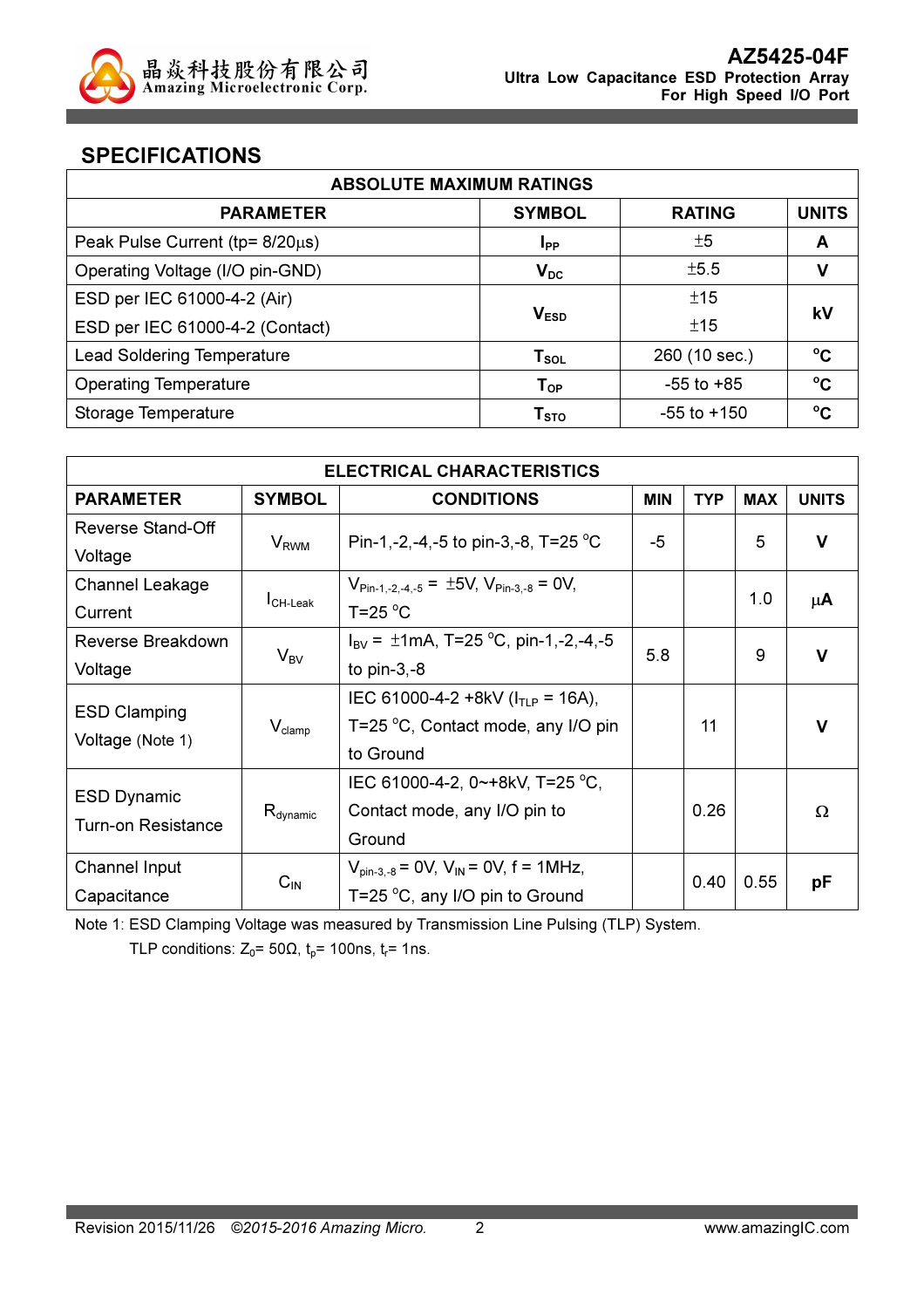## SPECIFICATIONS

| ABSOLUTE MAXIMUM RATINGS | | | |
|---|---|---|---|
| **PARAMETER** | **SYMBOL** | **RATING** | **UNITS** |
| Peak Pulse Current (tp= 8/20μs) | $I_{PP}$ | ±5 | A |
| Operating Voltage (I/O pin-GND) | $V_{DC}$ | ±5.5 | V |
| ESD per IEC 61000-4-2 (Air)<br>ESD per IEC 61000-4-2 (Contact) | $V_{ESD}$ | ±15<br>±15 | kV |
| Lead Soldering Temperature | $T_{SOL}$ | 260 (10 sec.) | °C |
| Operating Temperature | $T_{OP}$ | -55 to +85 | °C |
| Storage Temperature | $T_{STO}$ | -55 to +150 | °C |

| ELECTRICAL CHARACTERISTICS | | | | | | |
|---|---|---|---|---|---|---|
| **PARAMETER** | **SYMBOL** | **CONDITIONS** | **MIN** | **TYP** | **MAX** | **UNITS** |
| Reverse Stand-Off Voltage | $V_{RWM}$ | Pin-1,-2,-4,-5 to pin-3,-8, T=25 °C | -5 | | 5 | V |
| Channel Leakage Current | $I_{CH\text{-}Leak}$ | $V_{Pin\text{-}1,\text{-}2,\text{-}4,\text{-}5}$ = ±5V, $V_{Pin\text{-}3,\text{-}8}$ = 0V, T=25 °C | | | 1.0 | μA |
| Reverse Breakdown Voltage | $V_{BV}$ | $I_{BV}$ = ±1mA, T=25 °C, pin-1,-2,-4,-5 to pin-3,-8 | 5.8 | | 9 | V |
| ESD Clamping Voltage (Note 1) | $V_{clamp}$ | IEC 61000-4-2 +8kV ($I_{TLP}$ = 16A), T=25 °C, Contact mode, any I/O pin to Ground | | 11 | | V |
| ESD Dynamic Turn-on Resistance | $R_{dynamic}$ | IEC 61000-4-2, 0~+8kV, T=25 °C, Contact mode, any I/O pin to Ground | | 0.26 | | Ω |
| Channel Input Capacitance | $C_{IN}$ | $V_{pin\text{-}3,\text{-}8}$ = 0V, $V_{IN}$ = 0V, f = 1MHz, T=25 °C, any I/O pin to Ground | | 0.40 | 0.55 | pF |

Note 1: ESD Clamping Voltage was measured by Transmission Line Pulsing (TLP) System.
TLP conditions: $Z_0$= 50Ω, $t_p$= 100ns, $t_r$= 1ns.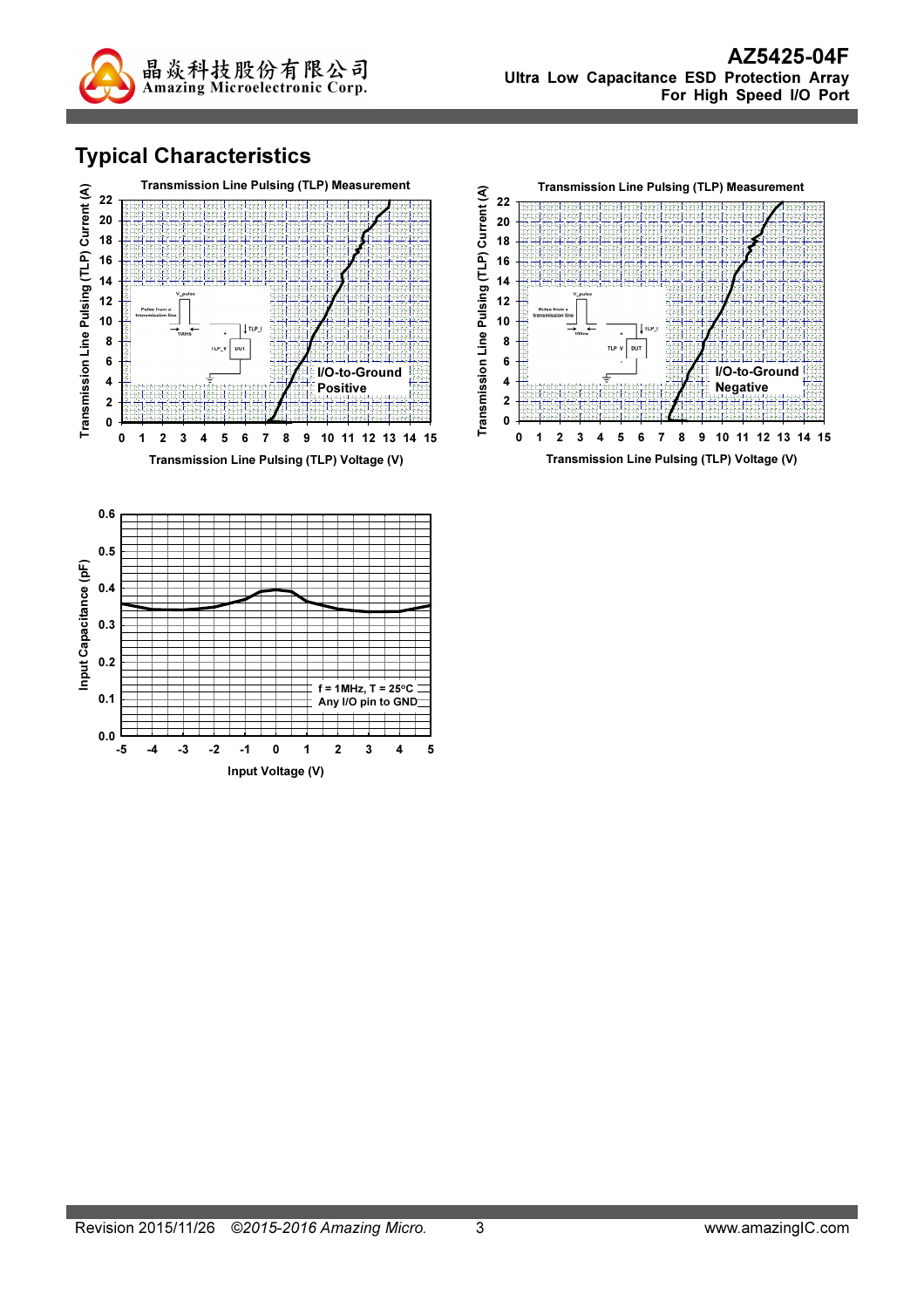## Typical Characteristics

**Transmission Line Pulsing (TLP) Measurement**

Transmission Line Pulsing (TLP) Current (A)

Transmission Line Pulsing (TLP) Voltage (V)

I/O-to-Ground Positive

**Transmission Line Pulsing (TLP) Measurement**

Transmission Line Pulsing (TLP) Current (A)

Transmission Line Pulsing (TLP) Voltage (V)

I/O-to-Ground Negative

Input Capacitance (pF)

Input Voltage (V)

f = 1MHz, T = 25°C
Any I/O pin to GND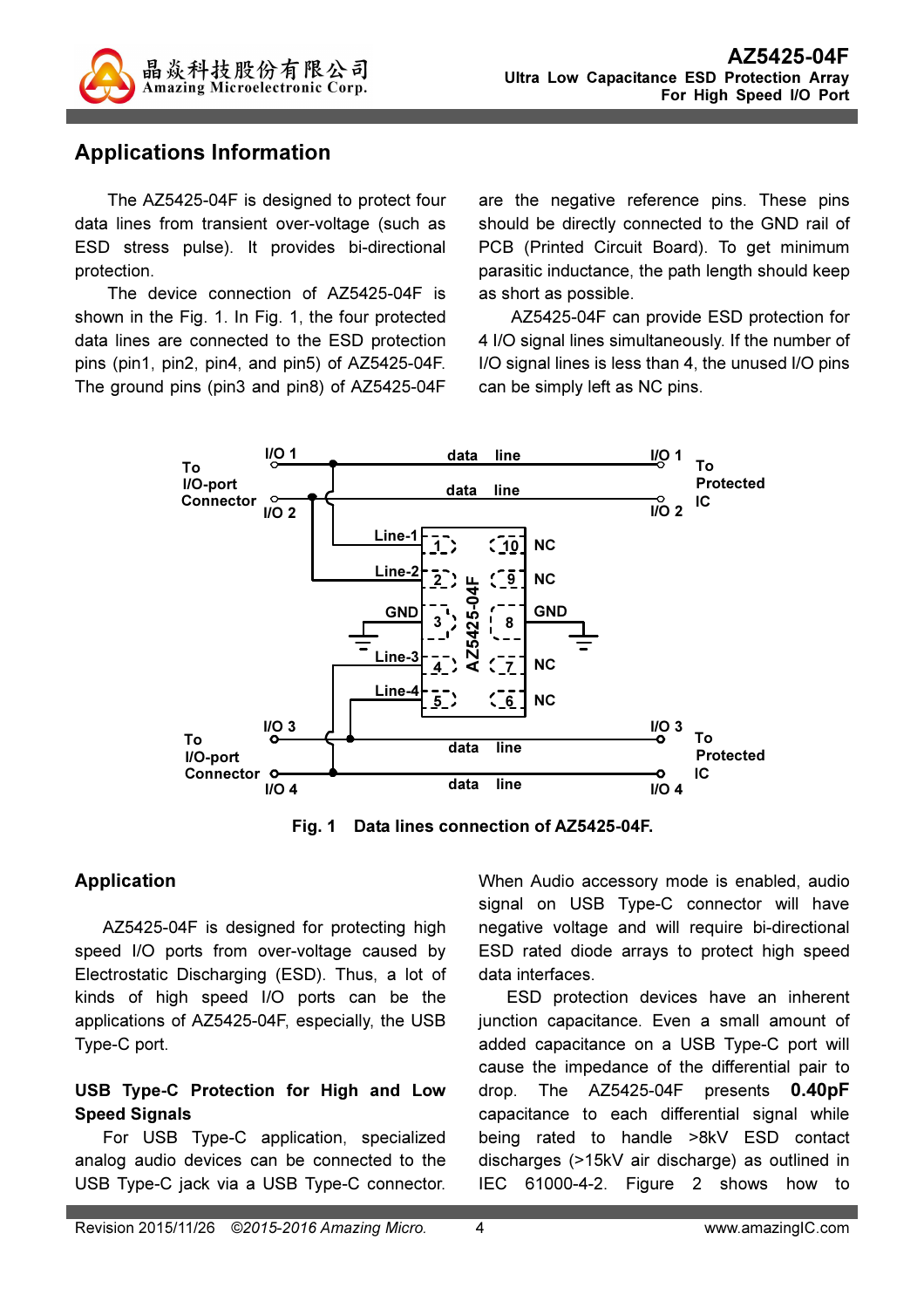## Applications Information

The AZ5425-04F is designed to protect four data lines from transient over-voltage (such as ESD stress pulse). It provides bi-directional protection.

The device connection of AZ5425-04F is shown in the Fig. 1. In Fig. 1, the four protected data lines are connected to the ESD protection pins (pin1, pin2, pin4, and pin5) of AZ5425-04F. The ground pins (pin3 and pin8) of AZ5425-04F are the negative reference pins. These pins should be directly connected to the GND rail of PCB (Printed Circuit Board). To get minimum parasitic inductance, the path length should keep as short as possible.

AZ5425-04F can provide ESD protection for 4 I/O signal lines simultaneously. If the number of I/O signal lines is less than 4, the unused I/O pins can be simply left as NC pins.

Fig. 1 Data lines connection of AZ5425-04F.

## Application

AZ5425-04F is designed for protecting high speed I/O ports from over-voltage caused by Electrostatic Discharging (ESD). Thus, a lot of kinds of high speed I/O ports can be the applications of AZ5425-04F, especially, the USB Type-C port.

### USB Type-C Protection for High and Low Speed Signals

For USB Type-C application, specialized analog audio devices can be connected to the USB Type-C jack via a USB Type-C connector. When Audio accessory mode is enabled, audio signal on USB Type-C connector will have negative voltage and will require bi-directional ESD rated diode arrays to protect high speed data interfaces.

ESD protection devices have an inherent junction capacitance. Even a small amount of added capacitance on a USB Type-C port will cause the impedance of the differential pair to drop. The AZ5425-04F presents **0.40pF** capacitance to each differential signal while being rated to handle >8kV ESD contact discharges (>15kV air discharge) as outlined in IEC 61000-4-2. Figure 2 shows how to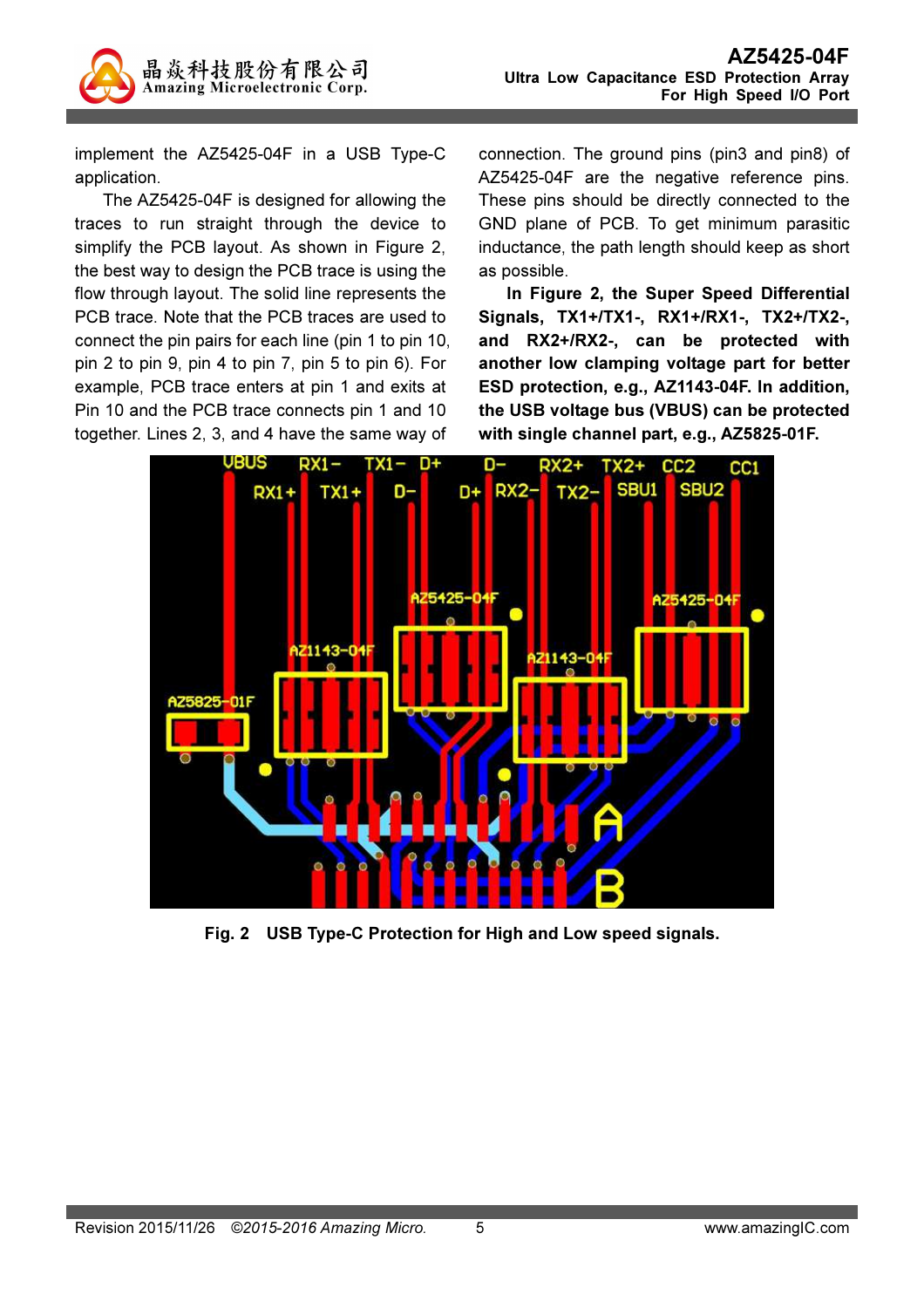implement the AZ5425-04F in a USB Type-C application.

The AZ5425-04F is designed for allowing the traces to run straight through the device to simplify the PCB layout. As shown in Figure 2, the best way to design the PCB trace is using the flow through layout. The solid line represents the PCB trace. Note that the PCB traces are used to connect the pin pairs for each line (pin 1 to pin 10, pin 2 to pin 9, pin 4 to pin 7, pin 5 to pin 6). For example, PCB trace enters at pin 1 and exits at Pin 10 and the PCB trace connects pin 1 and 10 together. Lines 2, 3, and 4 have the same way of connection. The ground pins (pin3 and pin8) of AZ5425-04F are the negative reference pins. These pins should be directly connected to the GND plane of PCB. To get minimum parasitic inductance, the path length should keep as short as possible.

**In Figure 2, the Super Speed Differential Signals, TX1+/TX1-, RX1+/RX1-, TX2+/TX2-, and RX2+/RX2-, can be protected with another low clamping voltage part for better ESD protection, e.g., AZ1143-04F. In addition, the USB voltage bus (VBUS) can be protected with single channel part, e.g., AZ5825-01F.**

**Fig. 2 USB Type-C Protection for High and Low speed signals.**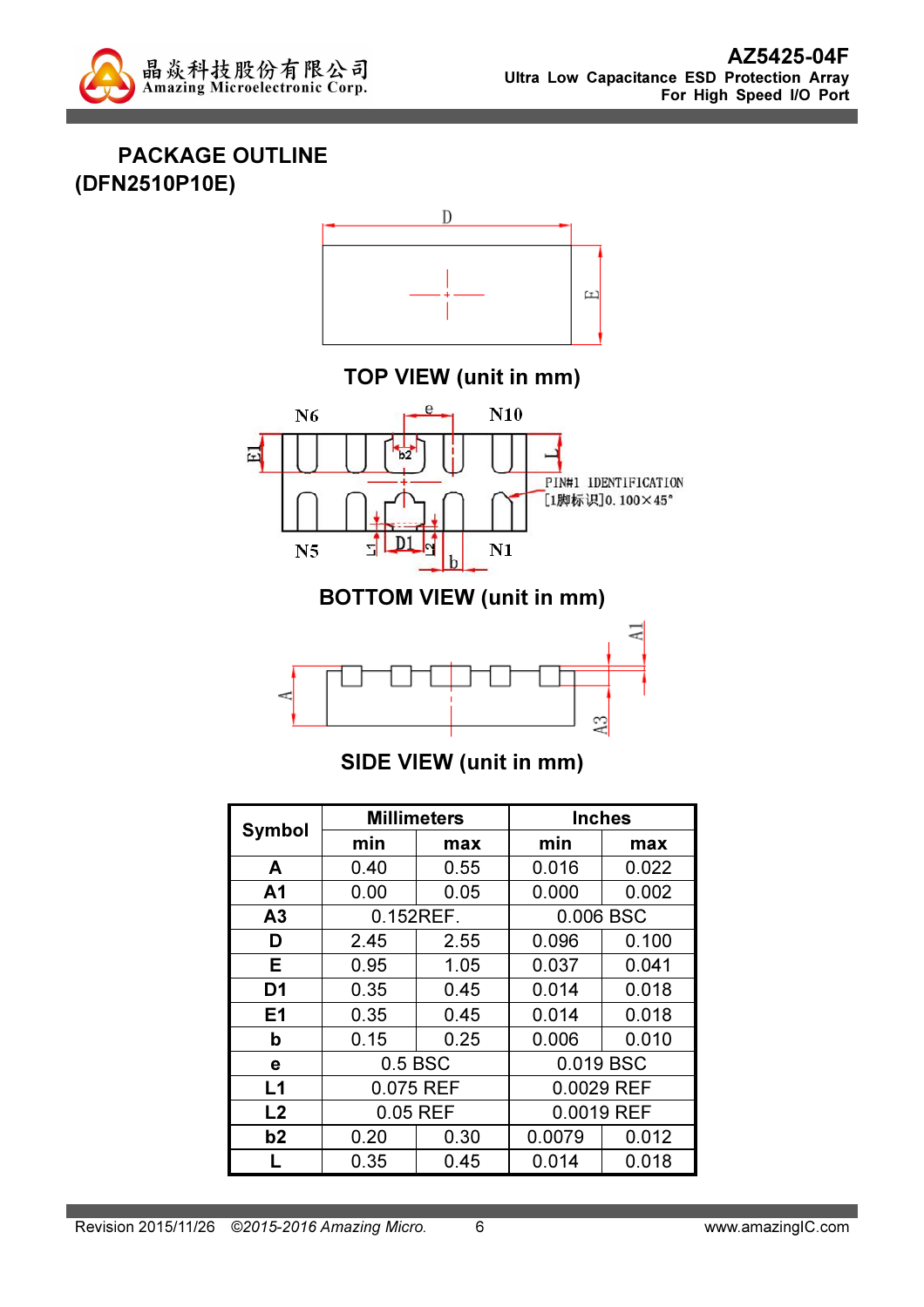## PACKAGE OUTLINE (DFN2510P10E)

TOP VIEW (unit in mm)

BOTTOM VIEW (unit in mm)

SIDE VIEW (unit in mm)

| Symbol | Millimeters | | Inches | |
|---|---|---|---|---|
| | min | max | min | max |
| A | 0.40 | 0.55 | 0.016 | 0.022 |
| A1 | 0.00 | 0.05 | 0.000 | 0.002 |
| A3 | 0.152REF. | | 0.006 BSC | |
| D | 2.45 | 2.55 | 0.096 | 0.100 |
| E | 0.95 | 1.05 | 0.037 | 0.041 |
| D1 | 0.35 | 0.45 | 0.014 | 0.018 |
| E1 | 0.35 | 0.45 | 0.014 | 0.018 |
| b | 0.15 | 0.25 | 0.006 | 0.010 |
| e | 0.5 BSC | | 0.019 BSC | |
| L1 | 0.075 REF | | 0.0029 REF | |
| L2 | 0.05 REF | | 0.0019 REF | |
| b2 | 0.20 | 0.30 | 0.0079 | 0.012 |
| L | 0.35 | 0.45 | 0.014 | 0.018 |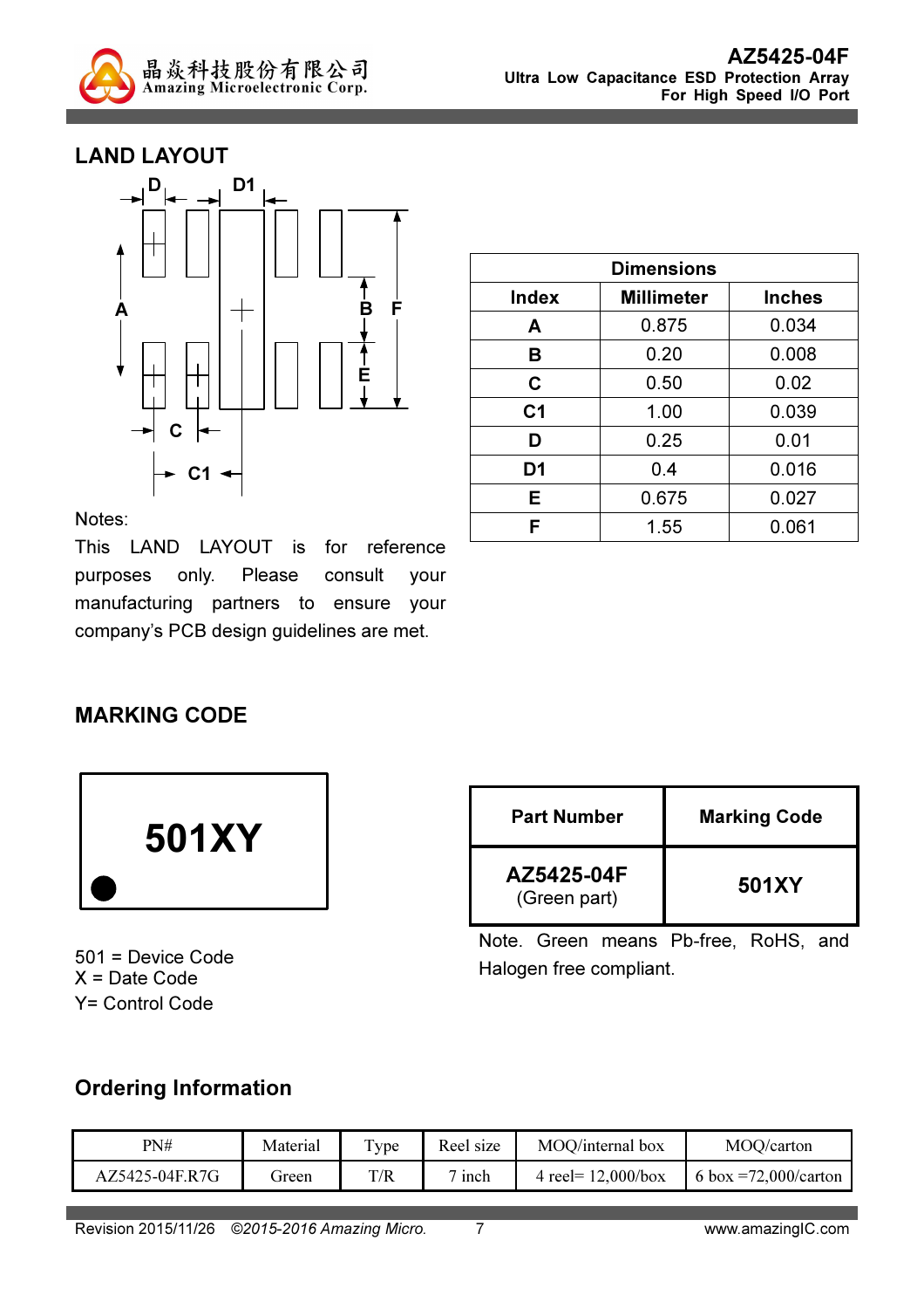## LAND LAYOUT

| Dimensions | | |
|---|---|---|
| Index | Millimeter | Inches |
| A | 0.875 | 0.034 |
| B | 0.20 | 0.008 |
| C | 0.50 | 0.02 |
| C1 | 1.00 | 0.039 |
| D | 0.25 | 0.01 |
| D1 | 0.4 | 0.016 |
| E | 0.675 | 0.027 |
| F | 1.55 | 0.061 |

Notes:

This LAND LAYOUT is for reference purposes only. Please consult your manufacturing partners to ensure your company's PCB design guidelines are met.

## MARKING CODE

**501XY**

501 = Device Code
X = Date Code
Y= Control Code

| Part Number | Marking Code |
|---|---|
| **AZ5425-04F** (Green part) | **501XY** |

Note. Green means Pb-free, RoHS, and Halogen free compliant.

## Ordering Information

| PN# | Material | Type | Reel size | MOQ/internal box | MOQ/carton |
|---|---|---|---|---|---|
| AZ5425-04F.R7G | Green | T/R | 7 inch | 4 reel= 12,000/box | 6 box =72,000/carton |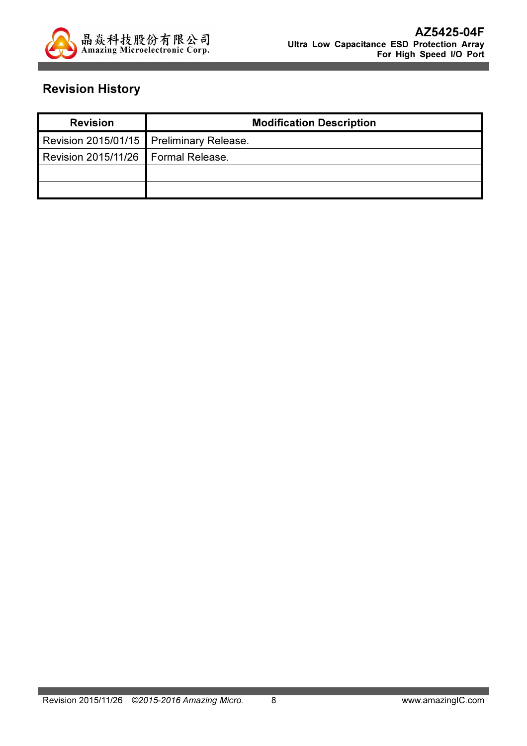## Revision History

| Revision | Modification Description |
|---|---|
| Revision 2015/01/15 | Preliminary Release. |
| Revision 2015/11/26 | Formal Release. |
| | |
| | |